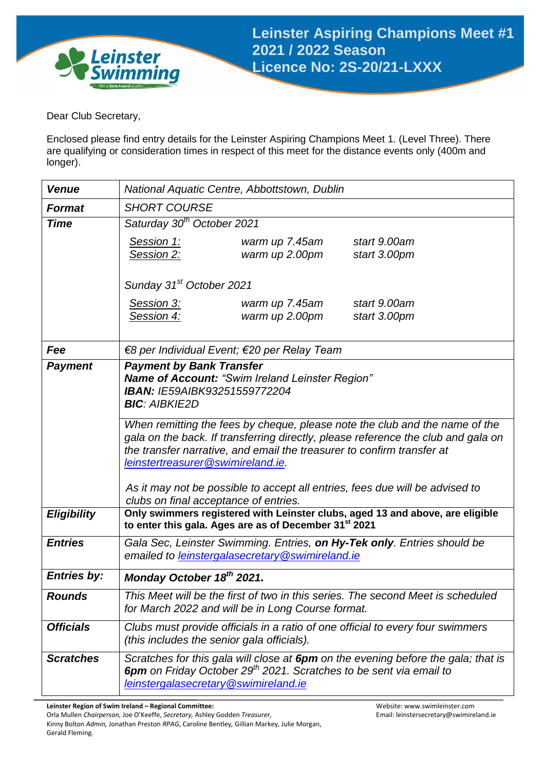# Leinster Aspiring Champions Meet #1
## 2021 / 2022 Season
## Licence No: 2S-20/21-LXXX

Dear Club Secretary,

Enclosed please find entry details for the Leinster Aspiring Champions Meet 1. (Level Three). There are qualifying or consideration times in respect of this meet for the distance events only (400m and longer).

| | |
|---|---|
| ***Venue*** | *National Aquatic Centre, Abbottstown, Dublin* |
| ***Format*** | *SHORT COURSE* |
| ***Time*** | *Saturday 30th October 2021*<br>*Session 1:* warm up 7.45am — start 9.00am<br>*Session 2:* warm up 2.00pm — start 3.00pm<br><br>*Sunday 31st October 2021*<br>*Session 3:* warm up 7.45am — start 9.00am<br>*Session 4:* warm up 2.00pm — start 3.00pm |
| ***Fee*** | *€8 per Individual Event; €20 per Relay Team* |
| ***Payment*** | ***Payment by Bank Transfer***<br>***Name of Account:*** *"Swim Ireland Leinster Region"*<br>***IBAN:*** *IE59AIBK93251559772204*<br>***BIC****: AIBKIE2D*<br><br>*When remitting the fees by cheque, please note the club and the name of the gala on the back. If transferring directly, please reference the club and gala on the transfer narrative, and email the treasurer to confirm transfer at leinstertreasurer@swimireland.ie.*<br><br>*As it may not be possible to accept all entries, fees due will be advised to clubs on final acceptance of entries.* |
| ***Eligibility*** | **Only swimmers registered with Leinster clubs, aged 13 and above, are eligible to enter this gala. Ages are as of December 31st 2021** |
| ***Entries*** | *Gala Sec, Leinster Swimming. Entries,* ***on Hy-Tek only****. Entries should be emailed to leinstergalasecretary@swimireland.ie* |
| ***Entries by:*** | ***Monday October 18th 2021.*** |
| ***Rounds*** | *This Meet will be the first of two in this series. The second Meet is scheduled for March 2022 and will be in Long Course format.* |
| ***Officials*** | *Clubs must provide officials in a ratio of one official to every four swimmers (this includes the senior gala officials).* |
| ***Scratches*** | *Scratches for this gala will close at* ***6pm*** *on the evening before the gala; that is* ***6pm*** *on Friday October 29th 2021. Scratches to be sent via email to leinstergalasecretary@swimireland.ie* |

**Leinster Region of Swim Ireland – Regional Committee:**
Orla Mullen *Chairperson,* Joe O'Keeffe, *Secretary,* Ashley Godden *Treasurer,*
Kinny Bolton *Admin,* Jonathan Preston *RPAG*, Caroline Bentley, Gillian Markey, Julie Morgan, Gerald Fleming.

Website: www.swimleinster.com
Email: leinstersecretary@swimireland.ie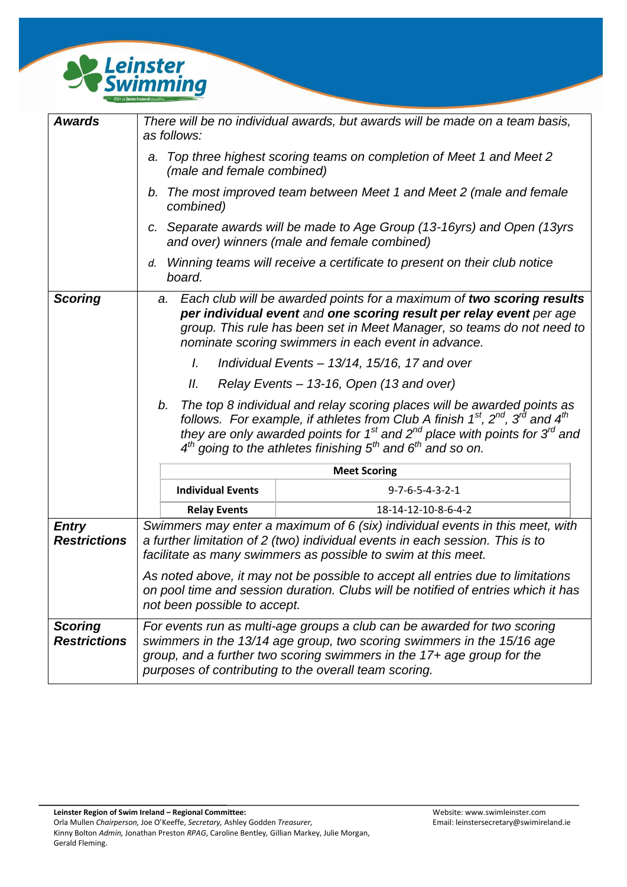| | |
|---|---|
| ***Awards*** | *There will be no individual awards, but awards will be made on a team basis, as follows:*<br>*a. Top three highest scoring teams on completion of Meet 1 and Meet 2 (male and female combined)*<br>*b. The most improved team between Meet 1 and Meet 2 (male and female combined)*<br>*c. Separate awards will be made to Age Group (13-16yrs) and Open (13yrs and over) winners (male and female combined)*<br>*d. Winning teams will receive a certificate to present on their club notice board.* |
| ***Scoring*** | *a. Each club will be awarded points for a maximum of **two scoring results per individual event** and **one scoring result per relay event** per age group. This rule has been set in Meet Manager, so teams do not need to nominate scoring swimmers in each event in advance.*<br>*I. Individual Events – 13/14, 15/16, 17 and over*<br>*II. Relay Events – 13-16, Open (13 and over)*<br>*b. The top 8 individual and relay scoring places will be awarded points as follows. For example, if athletes from Club A finish 1st, 2nd, 3rd and 4th they are only awarded points for 1st and 2nd place with points for 3rd and 4th going to the athletes finishing 5th and 6th and so on.* |
| ***Entry Restrictions*** | *Swimmers may enter a maximum of 6 (six) individual events in this meet, with a further limitation of 2 (two) individual events in each session. This is to facilitate as many swimmers as possible to swim at this meet.*<br>*As noted above, it may not be possible to accept all entries due to limitations on pool time and session duration. Clubs will be notified of entries which it has not been possible to accept.* |
| ***Scoring Restrictions*** | *For events run as multi-age groups a club can be awarded for two scoring swimmers in the 13/14 age group, two scoring swimmers in the 15/16 age group, and a further two scoring swimmers in the 17+ age group for the purposes of contributing to the overall team scoring.* |

| Meet Scoring | |
|---|---|
| **Individual Events** | 9-7-6-5-4-3-2-1 |
| **Relay Events** | 18-14-12-10-8-6-4-2 |

**Leinster Region of Swim Ireland – Regional Committee:**
Orla Mullen *Chairperson,* Joe O'Keeffe, *Secretary,* Ashley Godden *Treasurer,*
Kinny Bolton *Admin,* Jonathan Preston *RPAG*, Caroline Bentley, Gillian Markey, Julie Morgan, Gerald Fleming.

Website: www.swimleinster.com
Email: leinstersecretary@swimireland.ie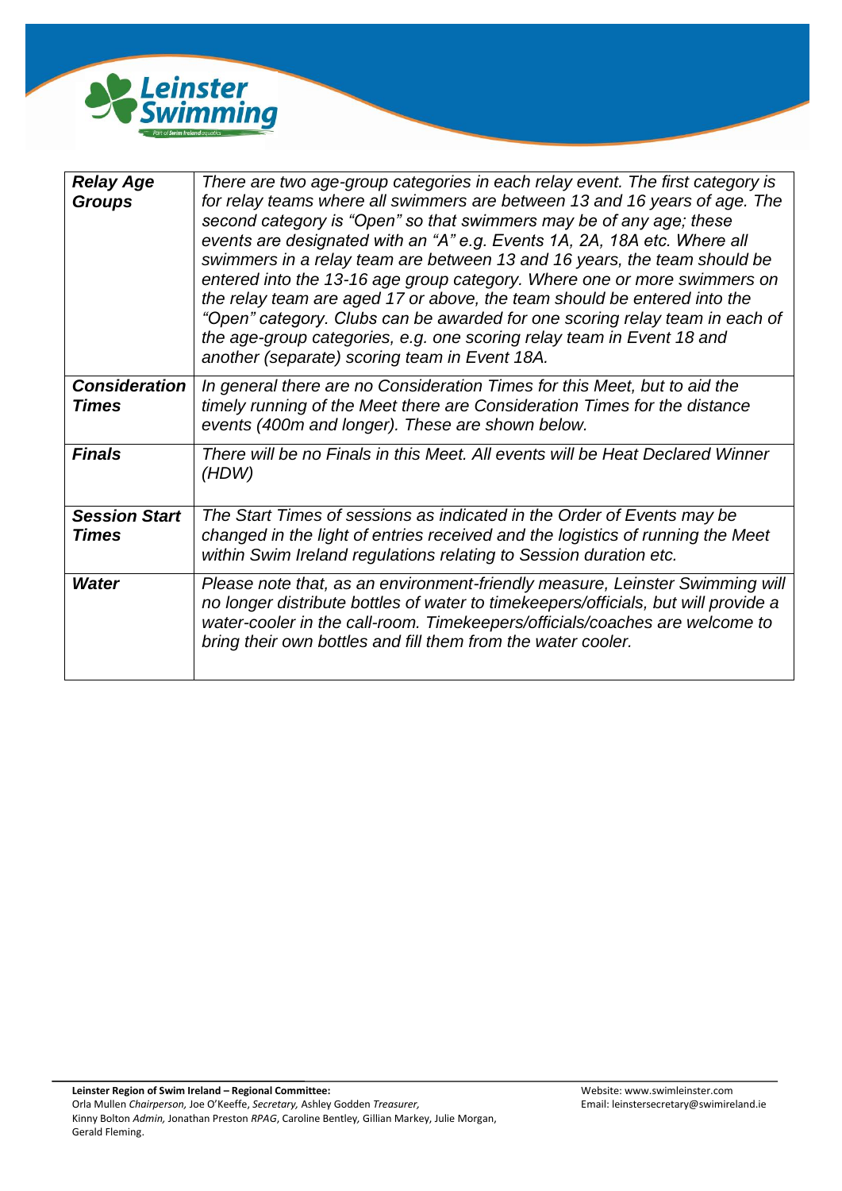| *Relay Age Groups* | *There are two age-group categories in each relay event. The first category is for relay teams where all swimmers are between 13 and 16 years of age. The second category is "Open" so that swimmers may be of any age; these events are designated with an "A" e.g. Events 1A, 2A, 18A etc. Where all swimmers in a relay team are between 13 and 16 years, the team should be entered into the 13-16 age group category. Where one or more swimmers on the relay team are aged 17 or above, the team should be entered into the "Open" category. Clubs can be awarded for one scoring relay team in each of the age-group categories, e.g. one scoring relay team in Event 18 and another (separate) scoring team in Event 18A.* |
|---|---|
| *Consideration Times* | *In general there are no Consideration Times for this Meet, but to aid the timely running of the Meet there are Consideration Times for the distance events (400m and longer). These are shown below.* |
| *Finals* | *There will be no Finals in this Meet. All events will be Heat Declared Winner (HDW)* |
| *Session Start Times* | *The Start Times of sessions as indicated in the Order of Events may be changed in the light of entries received and the logistics of running the Meet within Swim Ireland regulations relating to Session duration etc.* |
| *Water* | *Please note that, as an environment-friendly measure, Leinster Swimming will no longer distribute bottles of water to timekeepers/officials, but will provide a water-cooler in the call-room. Timekeepers/officials/coaches are welcome to bring their own bottles and fill them from the water cooler.* |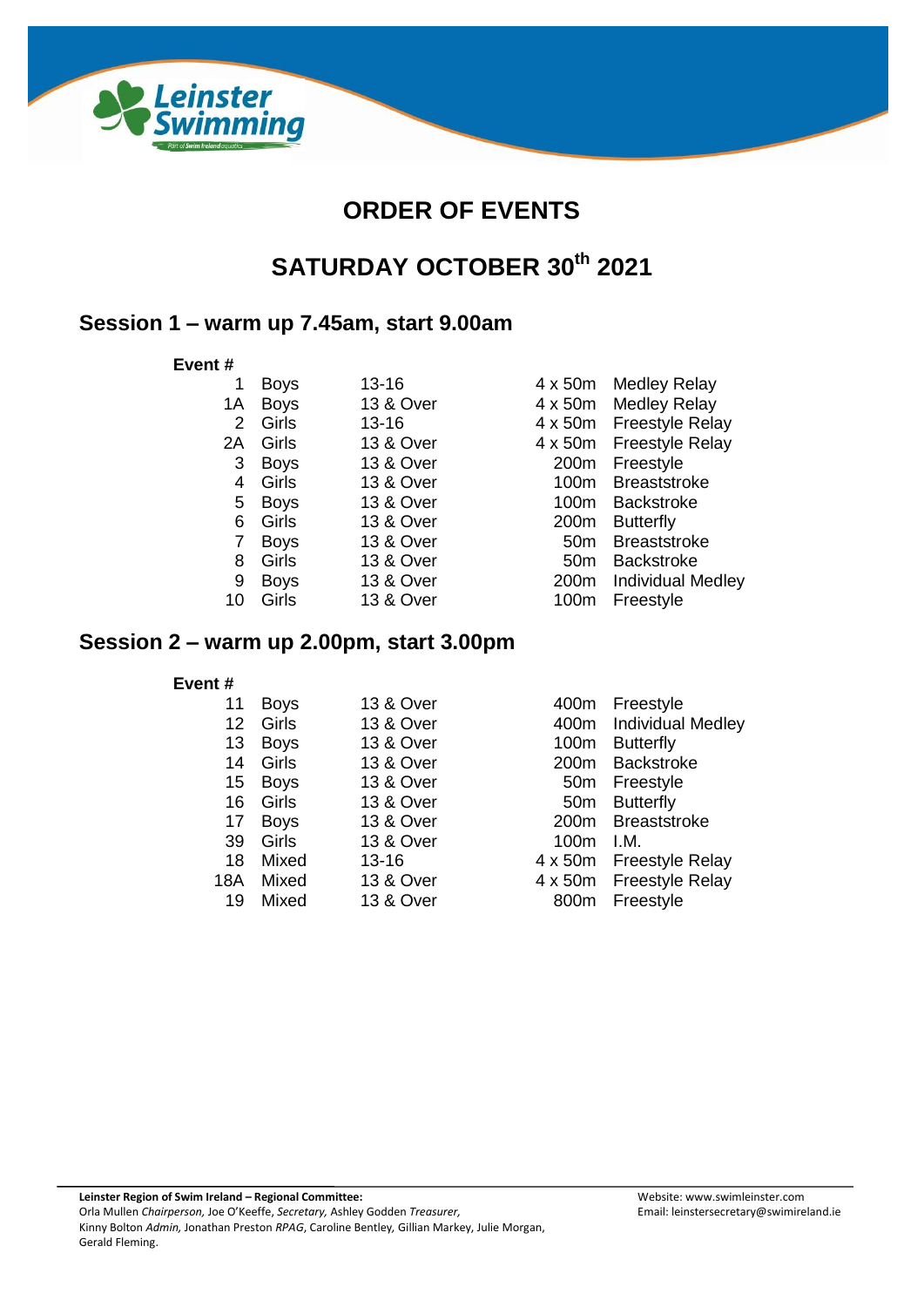# ORDER OF EVENTS

# SATURDAY OCTOBER 30th 2021

## Session 1 – warm up 7.45am, start 9.00am

| Event # | | | | |
|---|---|---|---|---|
| 1 | Boys | 13-16 | 4 x 50m | Medley Relay |
| 1A | Boys | 13 & Over | 4 x 50m | Medley Relay |
| 2 | Girls | 13-16 | 4 x 50m | Freestyle Relay |
| 2A | Girls | 13 & Over | 4 x 50m | Freestyle Relay |
| 3 | Boys | 13 & Over | 200m | Freestyle |
| 4 | Girls | 13 & Over | 100m | Breaststroke |
| 5 | Boys | 13 & Over | 100m | Backstroke |
| 6 | Girls | 13 & Over | 200m | Butterfly |
| 7 | Boys | 13 & Over | 50m | Breaststroke |
| 8 | Girls | 13 & Over | 50m | Backstroke |
| 9 | Boys | 13 & Over | 200m | Individual Medley |
| 10 | Girls | 13 & Over | 100m | Freestyle |

## Session 2 – warm up 2.00pm, start 3.00pm

| Event # | | | | |
|---|---|---|---|---|
| 11 | Boys | 13 & Over | 400m | Freestyle |
| 12 | Girls | 13 & Over | 400m | Individual Medley |
| 13 | Boys | 13 & Over | 100m | Butterfly |
| 14 | Girls | 13 & Over | 200m | Backstroke |
| 15 | Boys | 13 & Over | 50m | Freestyle |
| 16 | Girls | 13 & Over | 50m | Butterfly |
| 17 | Boys | 13 & Over | 200m | Breaststroke |
| 39 | Girls | 13 & Over | 100m | I.M. |
| 18 | Mixed | 13-16 | 4 x 50m | Freestyle Relay |
| 18A | Mixed | 13 & Over | 4 x 50m | Freestyle Relay |
| 19 | Mixed | 13 & Over | 800m | Freestyle |

**Leinster Region of Swim Ireland – Regional Committee:**
Orla Mullen *Chairperson,* Joe O'Keeffe, *Secretary,* Ashley Godden *Treasurer,*
Kinny Bolton *Admin,* Jonathan Preston *RPAG*, Caroline Bentley, Gillian Markey, Julie Morgan,
Gerald Fleming.

Website: www.swimleinster.com
Email: leinstersecretary@swimireland.ie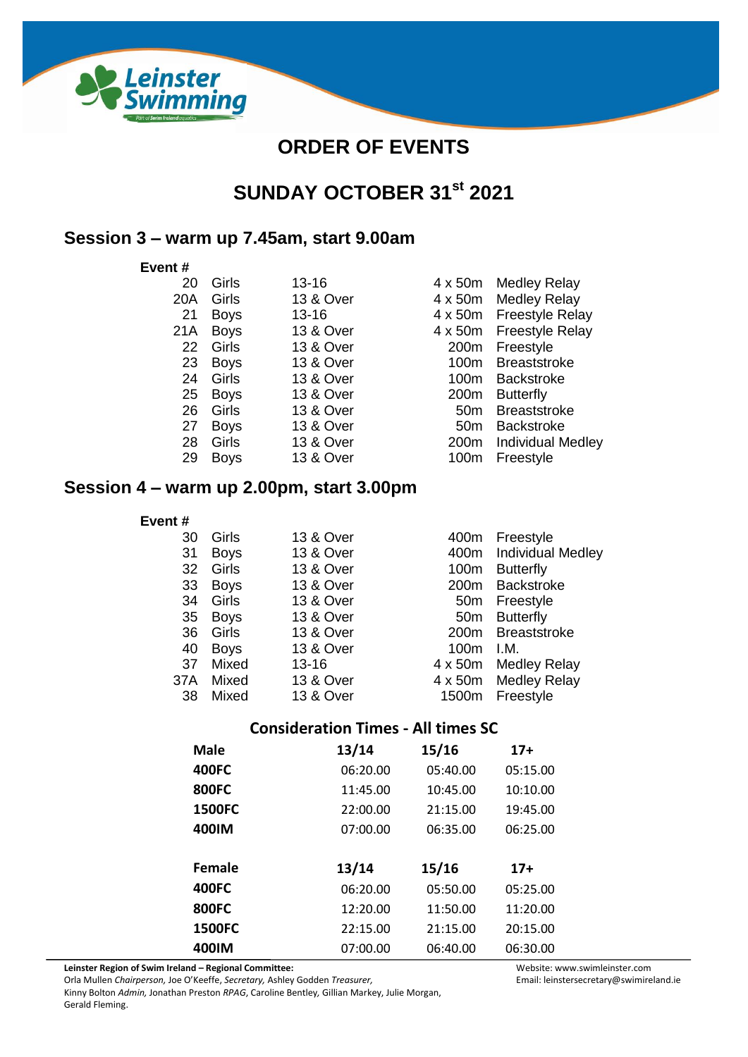# ORDER OF EVENTS

# SUNDAY OCTOBER 31st 2021

## Session 3 – warm up 7.45am, start 9.00am

| Event # | | | | |
|---|---|---|---|---|
| 20 | Girls | 13-16 | 4 x 50m | Medley Relay |
| 20A | Girls | 13 & Over | 4 x 50m | Medley Relay |
| 21 | Boys | 13-16 | 4 x 50m | Freestyle Relay |
| 21A | Boys | 13 & Over | 4 x 50m | Freestyle Relay |
| 22 | Girls | 13 & Over | 200m | Freestyle |
| 23 | Boys | 13 & Over | 100m | Breaststroke |
| 24 | Girls | 13 & Over | 100m | Backstroke |
| 25 | Boys | 13 & Over | 200m | Butterfly |
| 26 | Girls | 13 & Over | 50m | Breaststroke |
| 27 | Boys | 13 & Over | 50m | Backstroke |
| 28 | Girls | 13 & Over | 200m | Individual Medley |
| 29 | Boys | 13 & Over | 100m | Freestyle |

## Session 4 – warm up 2.00pm, start 3.00pm

| Event # | | | | |
|---|---|---|---|---|
| 30 | Girls | 13 & Over | 400m | Freestyle |
| 31 | Boys | 13 & Over | 400m | Individual Medley |
| 32 | Girls | 13 & Over | 100m | Butterfly |
| 33 | Boys | 13 & Over | 200m | Backstroke |
| 34 | Girls | 13 & Over | 50m | Freestyle |
| 35 | Boys | 13 & Over | 50m | Butterfly |
| 36 | Girls | 13 & Over | 200m | Breaststroke |
| 40 | Boys | 13 & Over | 100m | I.M. |
| 37 | Mixed | 13-16 | 4 x 50m | Medley Relay |
| 37A | Mixed | 13 & Over | 4 x 50m | Medley Relay |
| 38 | Mixed | 13 & Over | 1500m | Freestyle |

### Consideration Times - All times SC

| Male | 13/14 | 15/16 | 17+ |
|---|---|---|---|
| 400FC | 06:20.00 | 05:40.00 | 05:15.00 |
| 800FC | 11:45.00 | 10:45.00 | 10:10.00 |
| 1500FC | 22:00.00 | 21:15.00 | 19:45.00 |
| 400IM | 07:00.00 | 06:35.00 | 06:25.00 |
| **Female** | **13/14** | **15/16** | **17+** |
| 400FC | 06:20.00 | 05:50.00 | 05:25.00 |
| 800FC | 12:20.00 | 11:50.00 | 11:20.00 |
| 1500FC | 22:15.00 | 21:15.00 | 20:15.00 |
| 400IM | 07:00.00 | 06:40.00 | 06:30.00 |

**Leinster Region of Swim Ireland – Regional Committee:**
Orla Mullen *Chairperson,* Joe O'Keeffe, *Secretary,* Ashley Godden *Treasurer,*
Kinny Bolton *Admin,* Jonathan Preston *RPAG*, Caroline Bentley, Gillian Markey, Julie Morgan, Gerald Fleming.

Website: www.swimleinster.com
Email: leinstersecretary@swimireland.ie